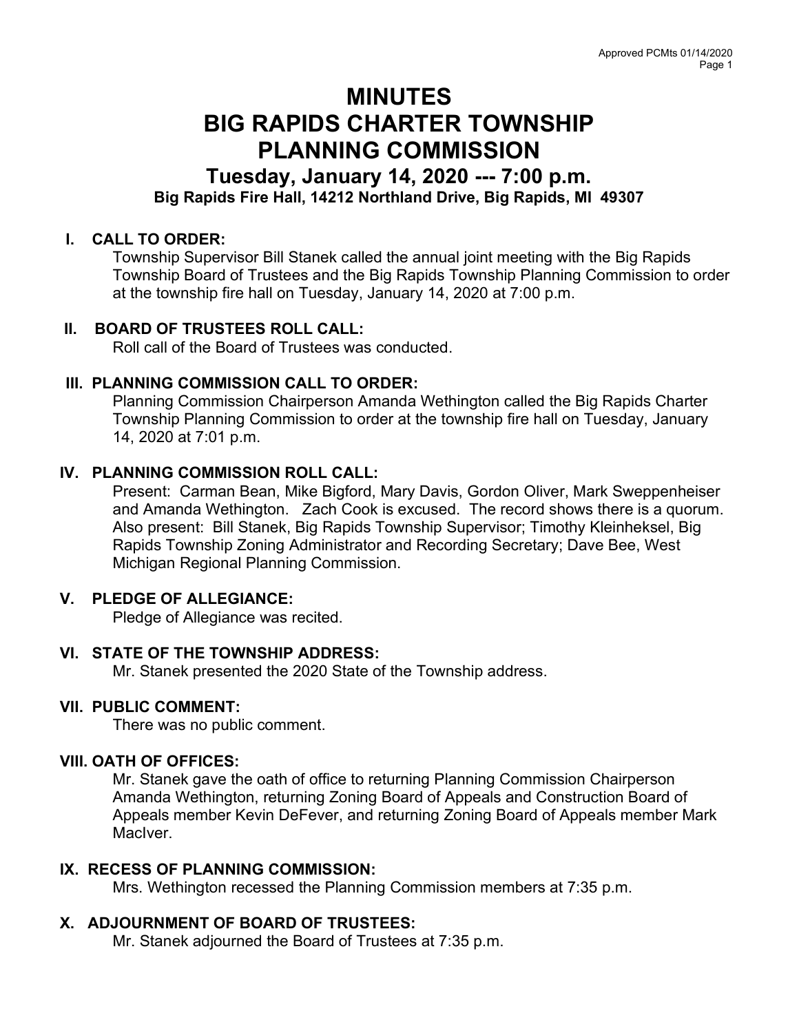# MINUTES
# BIG RAPIDS CHARTER TOWNSHIP
# PLANNING COMMISSION
## Tuesday, January 14, 2020 --- 7:00 p.m.
### Big Rapids Fire Hall, 14212 Northland Drive, Big Rapids, MI 49307

**I. CALL TO ORDER:**

Township Supervisor Bill Stanek called the annual joint meeting with the Big Rapids Township Board of Trustees and the Big Rapids Township Planning Commission to order at the township fire hall on Tuesday, January 14, 2020 at 7:00 p.m.

**II. BOARD OF TRUSTEES ROLL CALL:**

Roll call of the Board of Trustees was conducted.

**III. PLANNING COMMISSION CALL TO ORDER:**

Planning Commission Chairperson Amanda Wethington called the Big Rapids Charter Township Planning Commission to order at the township fire hall on Tuesday, January 14, 2020 at 7:01 p.m.

**IV. PLANNING COMMISSION ROLL CALL:**

Present: Carman Bean, Mike Bigford, Mary Davis, Gordon Oliver, Mark Sweppenheiser and Amanda Wethington. Zach Cook is excused. The record shows there is a quorum. Also present: Bill Stanek, Big Rapids Township Supervisor; Timothy Kleinheksel, Big Rapids Township Zoning Administrator and Recording Secretary; Dave Bee, West Michigan Regional Planning Commission.

**V. PLEDGE OF ALLEGIANCE:**

Pledge of Allegiance was recited.

**VI. STATE OF THE TOWNSHIP ADDRESS:**

Mr. Stanek presented the 2020 State of the Township address.

**VII. PUBLIC COMMENT:**

There was no public comment.

**VIII. OATH OF OFFICES:**

Mr. Stanek gave the oath of office to returning Planning Commission Chairperson Amanda Wethington, returning Zoning Board of Appeals and Construction Board of Appeals member Kevin DeFever, and returning Zoning Board of Appeals member Mark MacIver.

**IX. RECESS OF PLANNING COMMISSION:**

Mrs. Wethington recessed the Planning Commission members at 7:35 p.m.

**X. ADJOURNMENT OF BOARD OF TRUSTEES:**

Mr. Stanek adjourned the Board of Trustees at 7:35 p.m.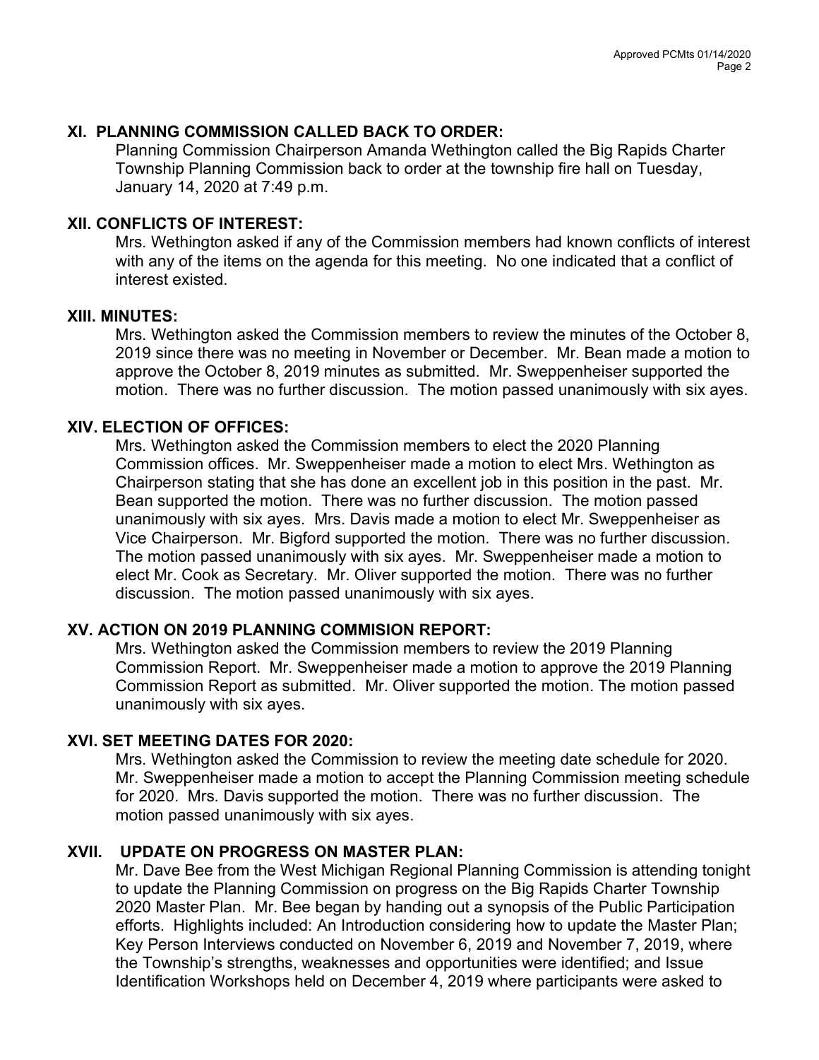## XI. PLANNING COMMISSION CALLED BACK TO ORDER:

Planning Commission Chairperson Amanda Wethington called the Big Rapids Charter Township Planning Commission back to order at the township fire hall on Tuesday, January 14, 2020 at 7:49 p.m.

## XII. CONFLICTS OF INTEREST:

Mrs. Wethington asked if any of the Commission members had known conflicts of interest with any of the items on the agenda for this meeting. No one indicated that a conflict of interest existed.

## XIII. MINUTES:

Mrs. Wethington asked the Commission members to review the minutes of the October 8, 2019 since there was no meeting in November or December. Mr. Bean made a motion to approve the October 8, 2019 minutes as submitted. Mr. Sweppenheiser supported the motion. There was no further discussion. The motion passed unanimously with six ayes.

## XIV. ELECTION OF OFFICES:

Mrs. Wethington asked the Commission members to elect the 2020 Planning Commission offices. Mr. Sweppenheiser made a motion to elect Mrs. Wethington as Chairperson stating that she has done an excellent job in this position in the past. Mr. Bean supported the motion. There was no further discussion. The motion passed unanimously with six ayes. Mrs. Davis made a motion to elect Mr. Sweppenheiser as Vice Chairperson. Mr. Bigford supported the motion. There was no further discussion. The motion passed unanimously with six ayes. Mr. Sweppenheiser made a motion to elect Mr. Cook as Secretary. Mr. Oliver supported the motion. There was no further discussion. The motion passed unanimously with six ayes.

## XV. ACTION ON 2019 PLANNING COMMISION REPORT:

Mrs. Wethington asked the Commission members to review the 2019 Planning Commission Report. Mr. Sweppenheiser made a motion to approve the 2019 Planning Commission Report as submitted. Mr. Oliver supported the motion. The motion passed unanimously with six ayes.

## XVI. SET MEETING DATES FOR 2020:

Mrs. Wethington asked the Commission to review the meeting date schedule for 2020. Mr. Sweppenheiser made a motion to accept the Planning Commission meeting schedule for 2020. Mrs. Davis supported the motion. There was no further discussion. The motion passed unanimously with six ayes.

## XVII. UPDATE ON PROGRESS ON MASTER PLAN:

Mr. Dave Bee from the West Michigan Regional Planning Commission is attending tonight to update the Planning Commission on progress on the Big Rapids Charter Township 2020 Master Plan. Mr. Bee began by handing out a synopsis of the Public Participation efforts. Highlights included: An Introduction considering how to update the Master Plan; Key Person Interviews conducted on November 6, 2019 and November 7, 2019, where the Township's strengths, weaknesses and opportunities were identified; and Issue Identification Workshops held on December 4, 2019 where participants were asked to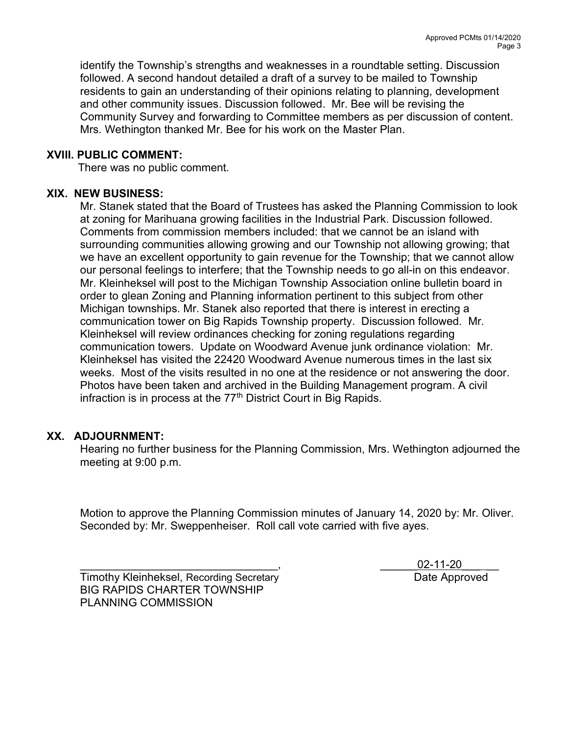identify the Township's strengths and weaknesses in a roundtable setting. Discussion followed. A second handout detailed a draft of a survey to be mailed to Township residents to gain an understanding of their opinions relating to planning, development and other community issues. Discussion followed. Mr. Bee will be revising the Community Survey and forwarding to Committee members as per discussion of content. Mrs. Wethington thanked Mr. Bee for his work on the Master Plan.

## XVIII. PUBLIC COMMENT:

There was no public comment.

## XIX. NEW BUSINESS:

Mr. Stanek stated that the Board of Trustees has asked the Planning Commission to look at zoning for Marihuana growing facilities in the Industrial Park. Discussion followed. Comments from commission members included: that we cannot be an island with surrounding communities allowing growing and our Township not allowing growing; that we have an excellent opportunity to gain revenue for the Township; that we cannot allow our personal feelings to interfere; that the Township needs to go all-in on this endeavor. Mr. Kleinheksel will post to the Michigan Township Association online bulletin board in order to glean Zoning and Planning information pertinent to this subject from other Michigan townships. Mr. Stanek also reported that there is interest in erecting a communication tower on Big Rapids Township property. Discussion followed. Mr. Kleinheksel will review ordinances checking for zoning regulations regarding communication towers. Update on Woodward Avenue junk ordinance violation: Mr. Kleinheksel has visited the 22420 Woodward Avenue numerous times in the last six weeks. Most of the visits resulted in no one at the residence or not answering the door. Photos have been taken and archived in the Building Management program. A civil infraction is in process at the 77th District Court in Big Rapids.

## XX. ADJOURNMENT:

Hearing no further business for the Planning Commission, Mrs. Wethington adjourned the meeting at 9:00 p.m.

Motion to approve the Planning Commission minutes of January 14, 2020 by: Mr. Oliver. Seconded by: Mr. Sweppenheiser. Roll call vote carried with five ayes.

________________________________, 02-11-20

Timothy Kleinheksel, Recording Secretary — Date Approved

BIG RAPIDS CHARTER TOWNSHIP
PLANNING COMMISSION